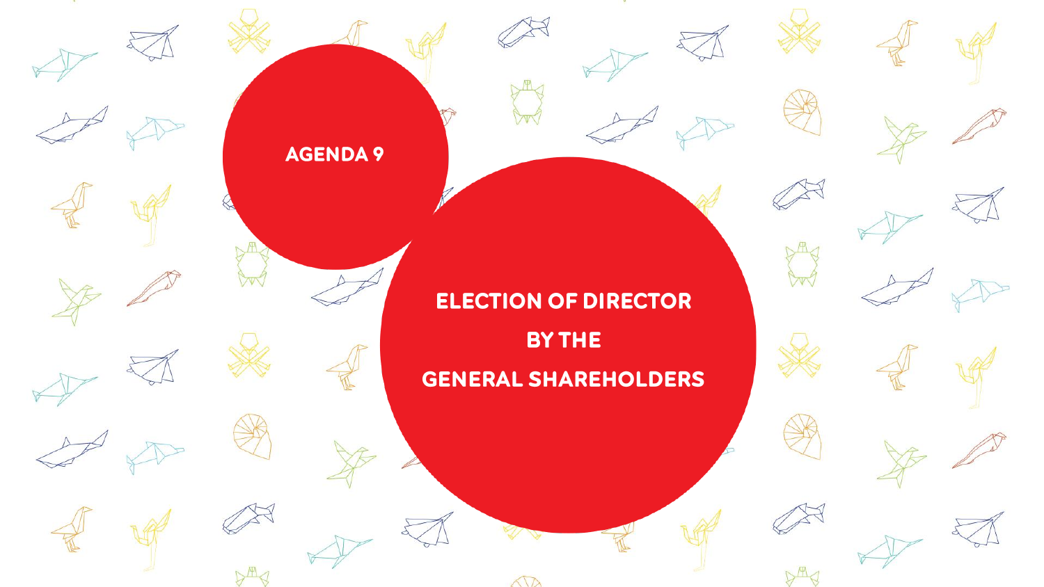# AGENDA 9

## ELECTION OF DIRECTOR BY THE GENERAL SHAREHOLDERS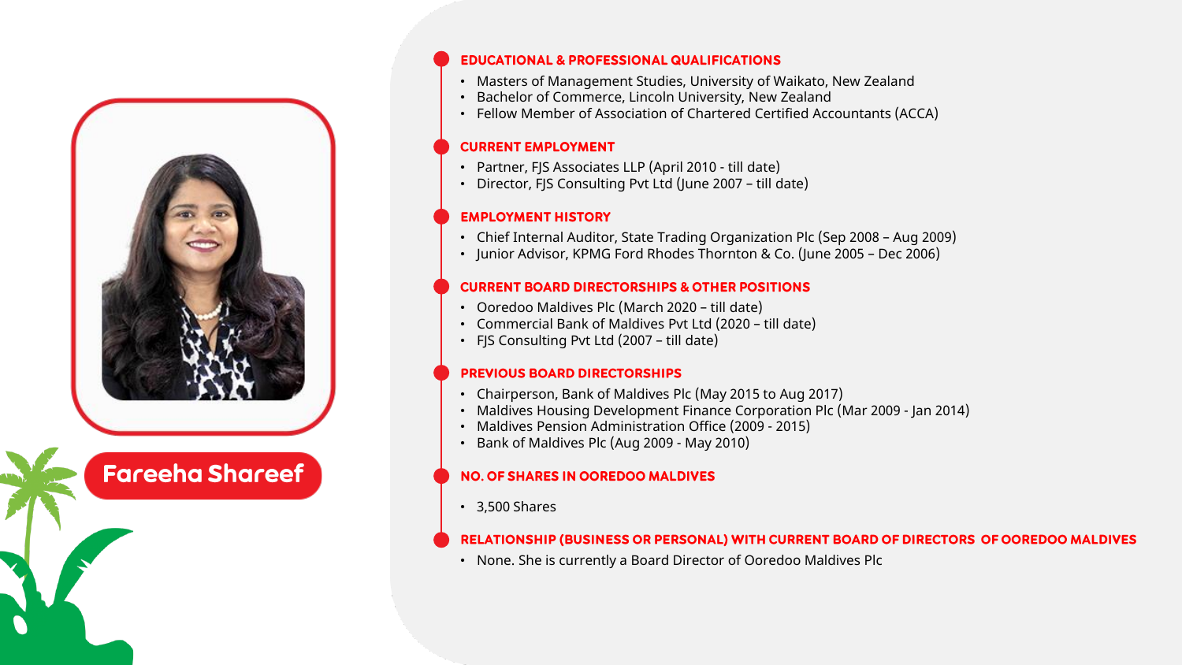# Fareeha Shareef

## EDUCATIONAL & PROFESSIONAL QUALIFICATIONS

- Masters of Management Studies, University of Waikato, New Zealand
- Bachelor of Commerce, Lincoln University, New Zealand
- Fellow Member of Association of Chartered Certified Accountants (ACCA)

## CURRENT EMPLOYMENT

- Partner, FJS Associates LLP (April 2010 - till date)
- Director, FJS Consulting Pvt Ltd (June 2007 – till date)

## EMPLOYMENT HISTORY

- Chief Internal Auditor, State Trading Organization Plc (Sep 2008 – Aug 2009)
- Junior Advisor, KPMG Ford Rhodes Thornton & Co. (June 2005 – Dec 2006)

## CURRENT BOARD DIRECTORSHIPS & OTHER POSITIONS

- Ooredoo Maldives Plc (March 2020 – till date)
- Commercial Bank of Maldives Pvt Ltd (2020 – till date)
- FJS Consulting Pvt Ltd (2007 – till date)

## PREVIOUS BOARD DIRECTORSHIPS

- Chairperson, Bank of Maldives Plc (May 2015 to Aug 2017)
- Maldives Housing Development Finance Corporation Plc (Mar 2009 - Jan 2014)
- Maldives Pension Administration Office (2009 - 2015)
- Bank of Maldives Plc (Aug 2009 - May 2010)

## NO. OF SHARES IN OOREDOO MALDIVES

- 3,500 Shares

## RELATIONSHIP (BUSINESS OR PERSONAL) WITH CURRENT BOARD OF DIRECTORS OF OOREDOO MALDIVES

- None. She is currently a Board Director of Ooredoo Maldives Plc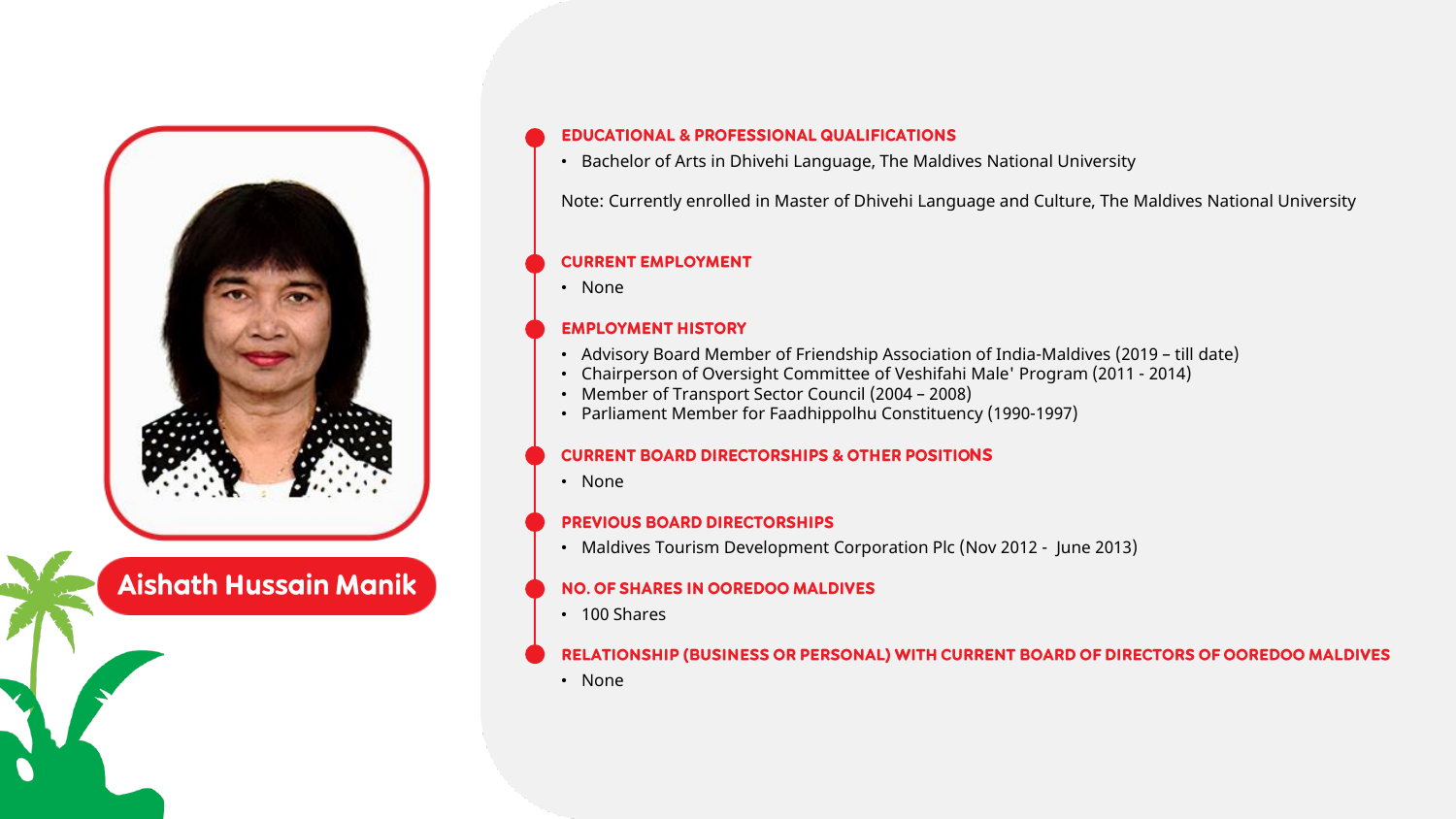# Aishath Hussain Manik

## EDUCATIONAL & PROFESSIONAL QUALIFICATIONS

- Bachelor of Arts in Dhivehi Language, The Maldives National University

Note: Currently enrolled in Master of Dhivehi Language and Culture, The Maldives National University

## CURRENT EMPLOYMENT

- None

## EMPLOYMENT HISTORY

- Advisory Board Member of Friendship Association of India-Maldives (2019 – till date)
- Chairperson of Oversight Committee of Veshifahi Male' Program (2011 - 2014)
- Member of Transport Sector Council (2004 – 2008)
- Parliament Member for Faadhippolhu Constituency (1990-1997)

## CURRENT BOARD DIRECTORSHIPS & OTHER POSITIONS

- None

## PREVIOUS BOARD DIRECTORSHIPS

- Maldives Tourism Development Corporation Plc (Nov 2012 - June 2013)

## NO. OF SHARES IN OOREDOO MALDIVES

- 100 Shares

## RELATIONSHIP (BUSINESS OR PERSONAL) WITH CURRENT BOARD OF DIRECTORS OF OOREDOO MALDIVES

- None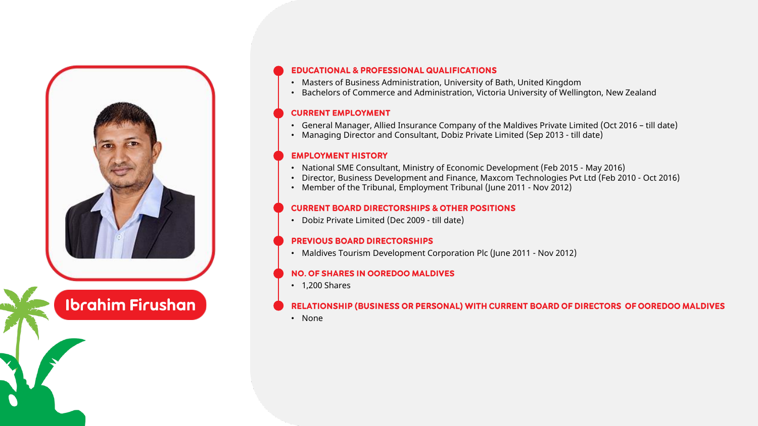# Ibrahim Firushan

## EDUCATIONAL & PROFESSIONAL QUALIFICATIONS

- Masters of Business Administration, University of Bath, United Kingdom
- Bachelors of Commerce and Administration, Victoria University of Wellington, New Zealand

## CURRENT EMPLOYMENT

- General Manager, Allied Insurance Company of the Maldives Private Limited (Oct 2016 – till date)
- Managing Director and Consultant, Dobiz Private Limited (Sep 2013 - till date)

## EMPLOYMENT HISTORY

- National SME Consultant, Ministry of Economic Development (Feb 2015 - May 2016)
- Director, Business Development and Finance, Maxcom Technologies Pvt Ltd (Feb 2010 - Oct 2016)
- Member of the Tribunal, Employment Tribunal (June 2011 - Nov 2012)

## CURRENT BOARD DIRECTORSHIPS & OTHER POSITIONS

- Dobiz Private Limited (Dec 2009 - till date)

## PREVIOUS BOARD DIRECTORSHIPS

- Maldives Tourism Development Corporation Plc (June 2011 - Nov 2012)

## NO. OF SHARES IN OOREDOO MALDIVES

- 1,200 Shares

## RELATIONSHIP (BUSINESS OR PERSONAL) WITH CURRENT BOARD OF DIRECTORS OF OOREDOO MALDIVES

- None